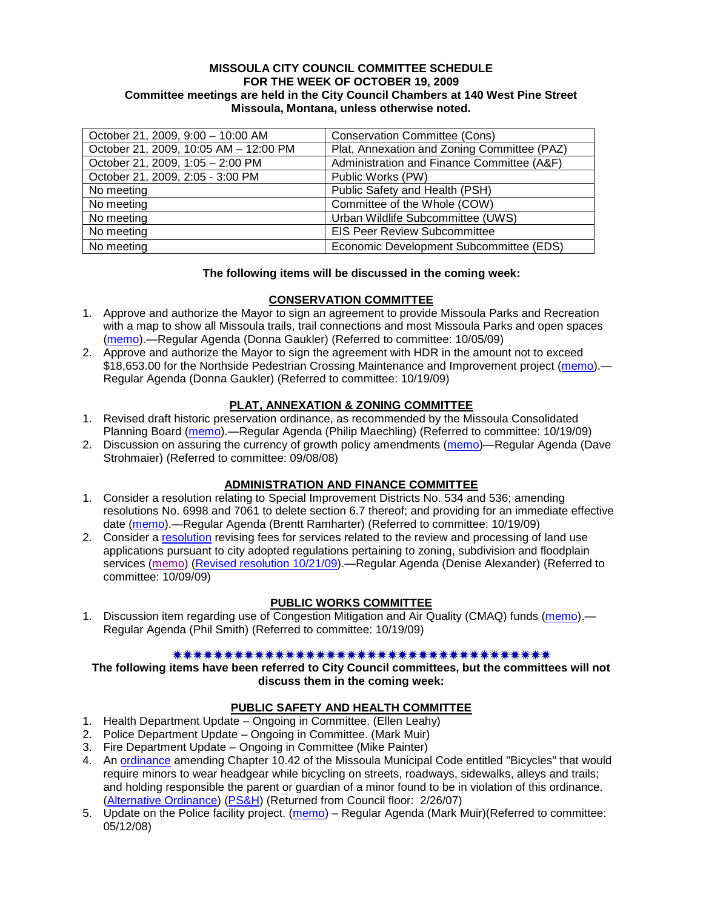**MISSOULA CITY COUNCIL COMMITTEE SCHEDULE**
**FOR THE WEEK OF OCTOBER 19, 2009**
**Committee meetings are held in the City Council Chambers at 140 West Pine Street**
**Missoula, Montana, unless otherwise noted.**

| | |
|---|---|
| October 21, 2009, 9:00 – 10:00 AM | Conservation Committee (Cons) |
| October 21, 2009, 10:05 AM – 12:00 PM | Plat, Annexation and Zoning Committee (PAZ) |
| October 21, 2009, 1:05 – 2:00 PM | Administration and Finance Committee (A&F) |
| October 21, 2009, 2:05 - 3:00 PM | Public Works (PW) |
| No meeting | Public Safety and Health (PSH) |
| No meeting | Committee of the Whole (COW) |
| No meeting | Urban Wildlife Subcommittee (UWS) |
| No meeting | EIS Peer Review Subcommittee |
| No meeting | Economic Development Subcommittee (EDS) |

**The following items will be discussed in the coming week:**

## CONSERVATION COMMITTEE

1. Approve and authorize the Mayor to sign an agreement to provide Missoula Parks and Recreation with a map to show all Missoula trails, trail connections and most Missoula Parks and open spaces (memo).—Regular Agenda (Donna Gaukler) (Referred to committee: 10/05/09)
2. Approve and authorize the Mayor to sign the agreement with HDR in the amount not to exceed $18,653.00 for the Northside Pedestrian Crossing Maintenance and Improvement project (memo).—Regular Agenda (Donna Gaukler) (Referred to committee: 10/19/09)

## PLAT, ANNEXATION & ZONING COMMITTEE

1. Revised draft historic preservation ordinance, as recommended by the Missoula Consolidated Planning Board (memo).—Regular Agenda (Philip Maechling) (Referred to committee: 10/19/09)
2. Discussion on assuring the currency of growth policy amendments (memo)—Regular Agenda (Dave Strohmaier) (Referred to committee: 09/08/08)

## ADMINISTRATION AND FINANCE COMMITTEE

1. Consider a resolution relating to Special Improvement Districts No. 534 and 536; amending resolutions No. 6998 and 7061 to delete section 6.7 thereof; and providing for an immediate effective date (memo).—Regular Agenda (Brentt Ramharter) (Referred to committee: 10/19/09)
2. Consider a resolution revising fees for services related to the review and processing of land use applications pursuant to city adopted regulations pertaining to zoning, subdivision and floodplain services (memo) (Revised resolution 10/21/09).—Regular Agenda (Denise Alexander) (Referred to committee: 10/09/09)

## PUBLIC WORKS COMMITTEE

1. Discussion item regarding use of Congestion Mitigation and Air Quality (CMAQ) funds (memo).—Regular Agenda (Phil Smith) (Referred to committee: 10/19/09)

✷✷✷✷✷✷✷✷✷✷✷✷✷✷✷✷✷✷✷✷✷✷✷✷✷✷✷✷✷✷✷✷✷✷✷✷✷✷✷

**The following items have been referred to City Council committees, but the committees will not discuss them in the coming week:**

## PUBLIC SAFETY AND HEALTH COMMITTEE

1. Health Department Update – Ongoing in Committee. (Ellen Leahy)
2. Police Department Update – Ongoing in Committee. (Mark Muir)
3. Fire Department Update – Ongoing in Committee (Mike Painter)
4. An ordinance amending Chapter 10.42 of the Missoula Municipal Code entitled "Bicycles" that would require minors to wear headgear while bicycling on streets, roadways, sidewalks, alleys and trails; and holding responsible the parent or guardian of a minor found to be in violation of this ordinance. (Alternative Ordinance) (PS&H) (Returned from Council floor: 2/26/07)
5. Update on the Police facility project. (memo) – Regular Agenda (Mark Muir)(Referred to committee: 05/12/08)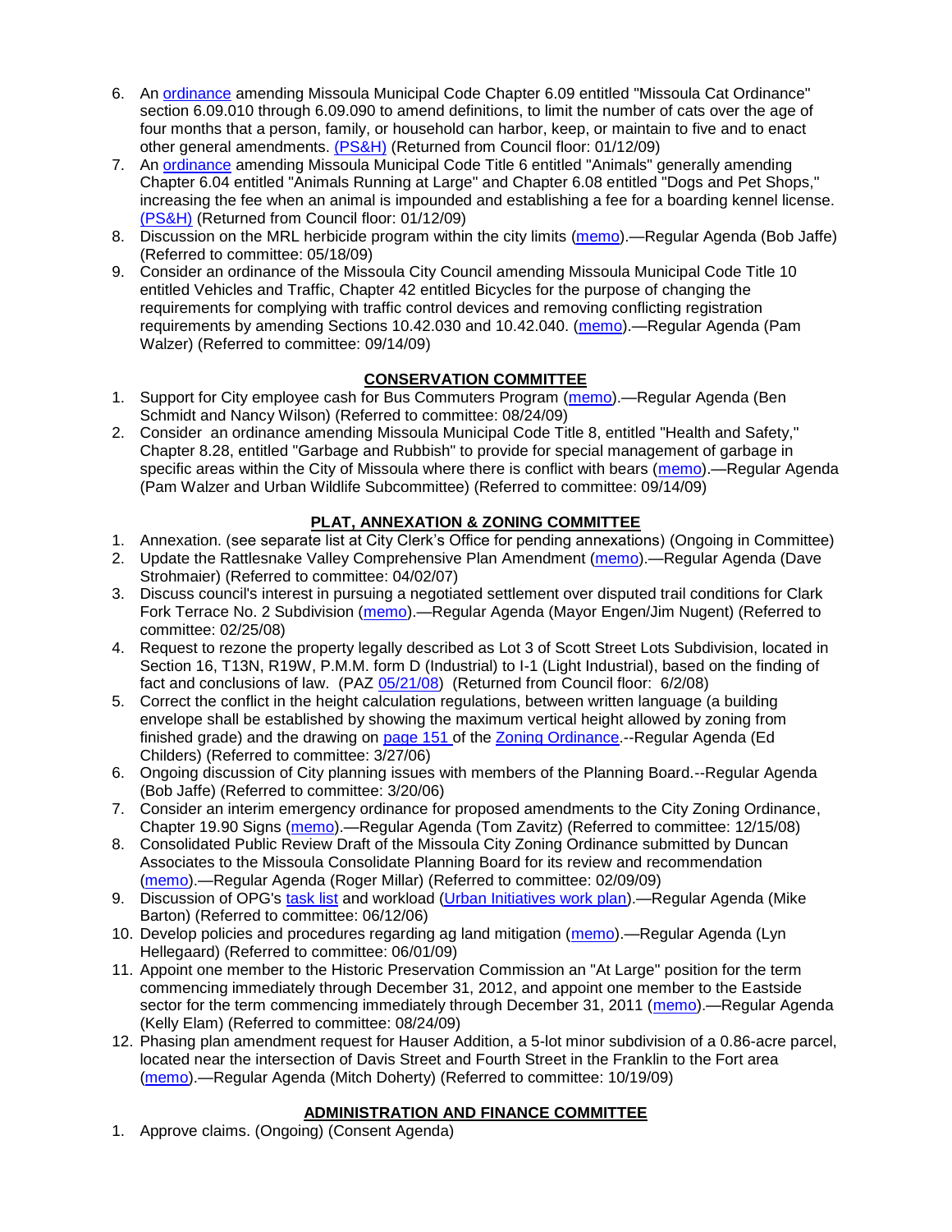6. An ordinance amending Missoula Municipal Code Chapter 6.09 entitled "Missoula Cat Ordinance" section 6.09.010 through 6.09.090 to amend definitions, to limit the number of cats over the age of four months that a person, family, or household can harbor, keep, or maintain to five and to enact other general amendments. (PS&H) (Returned from Council floor: 01/12/09)
7. An ordinance amending Missoula Municipal Code Title 6 entitled "Animals" generally amending Chapter 6.04 entitled "Animals Running at Large" and Chapter 6.08 entitled "Dogs and Pet Shops," increasing the fee when an animal is impounded and establishing a fee for a boarding kennel license. (PS&H) (Returned from Council floor: 01/12/09)
8. Discussion on the MRL herbicide program within the city limits (memo).—Regular Agenda (Bob Jaffe) (Referred to committee: 05/18/09)
9. Consider an ordinance of the Missoula City Council amending Missoula Municipal Code Title 10 entitled Vehicles and Traffic, Chapter 42 entitled Bicycles for the purpose of changing the requirements for complying with traffic control devices and removing conflicting registration requirements by amending Sections 10.42.030 and 10.42.040. (memo).—Regular Agenda (Pam Walzer) (Referred to committee: 09/14/09)

## CONSERVATION COMMITTEE

1. Support for City employee cash for Bus Commuters Program (memo).—Regular Agenda (Ben Schmidt and Nancy Wilson) (Referred to committee: 08/24/09)
2. Consider an ordinance amending Missoula Municipal Code Title 8, entitled "Health and Safety," Chapter 8.28, entitled "Garbage and Rubbish" to provide for special management of garbage in specific areas within the City of Missoula where there is conflict with bears (memo).—Regular Agenda (Pam Walzer and Urban Wildlife Subcommittee) (Referred to committee: 09/14/09)

## PLAT, ANNEXATION & ZONING COMMITTEE

1. Annexation. (see separate list at City Clerk's Office for pending annexations) (Ongoing in Committee)
2. Update the Rattlesnake Valley Comprehensive Plan Amendment (memo).—Regular Agenda (Dave Strohmaier) (Referred to committee: 04/02/07)
3. Discuss council's interest in pursuing a negotiated settlement over disputed trail conditions for Clark Fork Terrace No. 2 Subdivision (memo).—Regular Agenda (Mayor Engen/Jim Nugent) (Referred to committee: 02/25/08)
4. Request to rezone the property legally described as Lot 3 of Scott Street Lots Subdivision, located in Section 16, T13N, R19W, P.M.M. form D (Industrial) to I-1 (Light Industrial), based on the finding of fact and conclusions of law. (PAZ 05/21/08) (Returned from Council floor: 6/2/08)
5. Correct the conflict in the height calculation regulations, between written language (a building envelope shall be established by showing the maximum vertical height allowed by zoning from finished grade) and the drawing on page 151 of the Zoning Ordinance.--Regular Agenda (Ed Childers) (Referred to committee: 3/27/06)
6. Ongoing discussion of City planning issues with members of the Planning Board.--Regular Agenda (Bob Jaffe) (Referred to committee: 3/20/06)
7. Consider an interim emergency ordinance for proposed amendments to the City Zoning Ordinance, Chapter 19.90 Signs (memo).—Regular Agenda (Tom Zavitz) (Referred to committee: 12/15/08)
8. Consolidated Public Review Draft of the Missoula City Zoning Ordinance submitted by Duncan Associates to the Missoula Consolidate Planning Board for its review and recommendation (memo).—Regular Agenda (Roger Millar) (Referred to committee: 02/09/09)
9. Discussion of OPG's task list and workload (Urban Initiatives work plan).—Regular Agenda (Mike Barton) (Referred to committee: 06/12/06)
10. Develop policies and procedures regarding ag land mitigation (memo).—Regular Agenda (Lyn Hellegaard) (Referred to committee: 06/01/09)
11. Appoint one member to the Historic Preservation Commission an "At Large" position for the term commencing immediately through December 31, 2012, and appoint one member to the Eastside sector for the term commencing immediately through December 31, 2011 (memo).—Regular Agenda (Kelly Elam) (Referred to committee: 08/24/09)
12. Phasing plan amendment request for Hauser Addition, a 5-lot minor subdivision of a 0.86-acre parcel, located near the intersection of Davis Street and Fourth Street in the Franklin to the Fort area (memo).—Regular Agenda (Mitch Doherty) (Referred to committee: 10/19/09)

## ADMINISTRATION AND FINANCE COMMITTEE

1. Approve claims. (Ongoing) (Consent Agenda)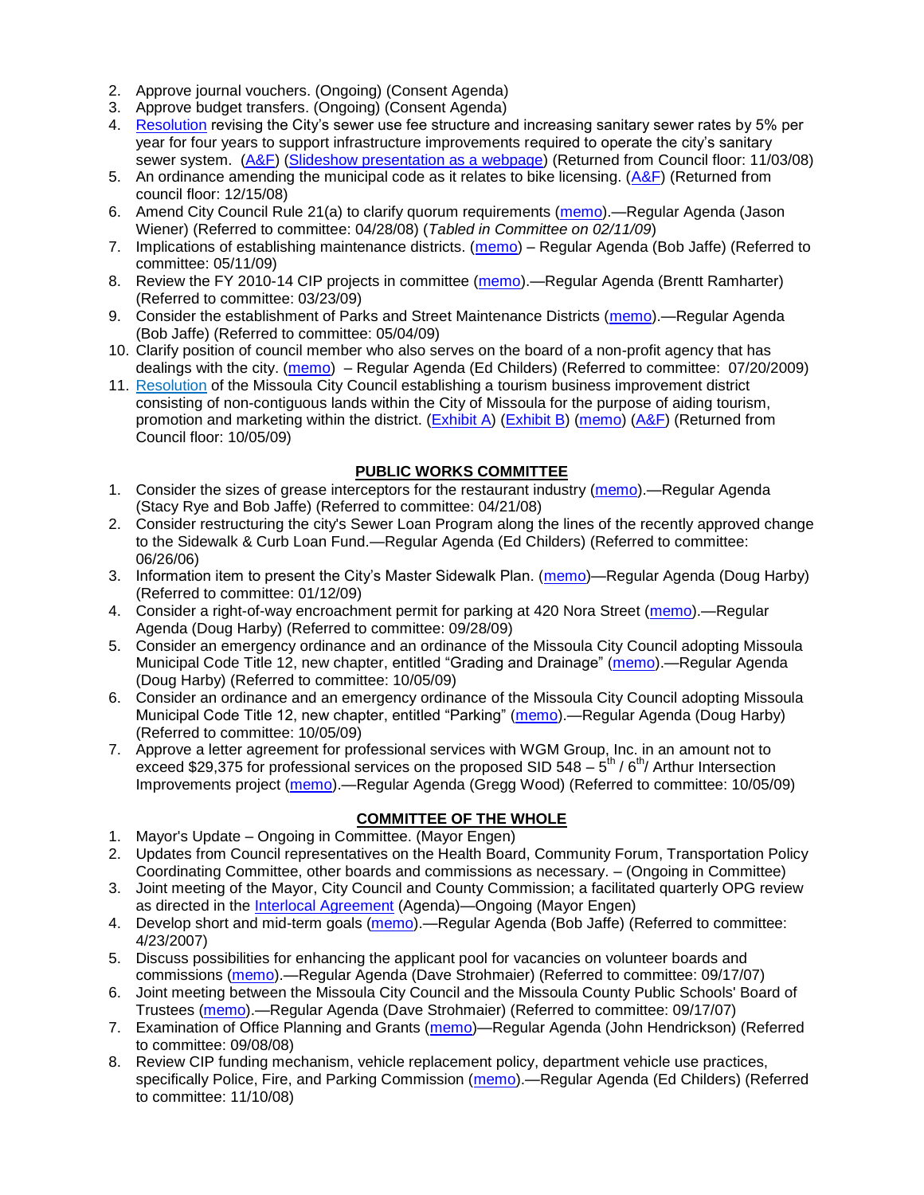2. Approve journal vouchers. (Ongoing) (Consent Agenda)
3. Approve budget transfers. (Ongoing) (Consent Agenda)
4. Resolution revising the City's sewer use fee structure and increasing sanitary sewer rates by 5% per year for four years to support infrastructure improvements required to operate the city's sanitary sewer system. (A&F) (Slideshow presentation as a webpage) (Returned from Council floor: 11/03/08)
5. An ordinance amending the municipal code as it relates to bike licensing. (A&F) (Returned from council floor: 12/15/08)
6. Amend City Council Rule 21(a) to clarify quorum requirements (memo).—Regular Agenda (Jason Wiener) (Referred to committee: 04/28/08) (*Tabled in Committee on 02/11/09*)
7. Implications of establishing maintenance districts. (memo) – Regular Agenda (Bob Jaffe) (Referred to committee: 05/11/09)
8. Review the FY 2010-14 CIP projects in committee (memo).—Regular Agenda (Brentt Ramharter) (Referred to committee: 03/23/09)
9. Consider the establishment of Parks and Street Maintenance Districts (memo).—Regular Agenda (Bob Jaffe) (Referred to committee: 05/04/09)
10. Clarify position of council member who also serves on the board of a non-profit agency that has dealings with the city. (memo) – Regular Agenda (Ed Childers) (Referred to committee: 07/20/2009)
11. Resolution of the Missoula City Council establishing a tourism business improvement district consisting of non-contiguous lands within the City of Missoula for the purpose of aiding tourism, promotion and marketing within the district. (Exhibit A) (Exhibit B) (memo) (A&F) (Returned from Council floor: 10/05/09)

## PUBLIC WORKS COMMITTEE

1. Consider the sizes of grease interceptors for the restaurant industry (memo).—Regular Agenda (Stacy Rye and Bob Jaffe) (Referred to committee: 04/21/08)
2. Consider restructuring the city's Sewer Loan Program along the lines of the recently approved change to the Sidewalk & Curb Loan Fund.—Regular Agenda (Ed Childers) (Referred to committee: 06/26/06)
3. Information item to present the City's Master Sidewalk Plan. (memo)—Regular Agenda (Doug Harby) (Referred to committee: 01/12/09)
4. Consider a right-of-way encroachment permit for parking at 420 Nora Street (memo).—Regular Agenda (Doug Harby) (Referred to committee: 09/28/09)
5. Consider an emergency ordinance and an ordinance of the Missoula City Council adopting Missoula Municipal Code Title 12, new chapter, entitled "Grading and Drainage" (memo).—Regular Agenda (Doug Harby) (Referred to committee: 10/05/09)
6. Consider an ordinance and an emergency ordinance of the Missoula City Council adopting Missoula Municipal Code Title 12, new chapter, entitled "Parking" (memo).—Regular Agenda (Doug Harby) (Referred to committee: 10/05/09)
7. Approve a letter agreement for professional services with WGM Group, Inc. in an amount not to exceed $29,375 for professional services on the proposed SID 548 – 5th / 6th/ Arthur Intersection Improvements project (memo).—Regular Agenda (Gregg Wood) (Referred to committee: 10/05/09)

## COMMITTEE OF THE WHOLE

1. Mayor's Update – Ongoing in Committee. (Mayor Engen)
2. Updates from Council representatives on the Health Board, Community Forum, Transportation Policy Coordinating Committee, other boards and commissions as necessary. – (Ongoing in Committee)
3. Joint meeting of the Mayor, City Council and County Commission; a facilitated quarterly OPG review as directed in the Interlocal Agreement (Agenda)—Ongoing (Mayor Engen)
4. Develop short and mid-term goals (memo).—Regular Agenda (Bob Jaffe) (Referred to committee: 4/23/2007)
5. Discuss possibilities for enhancing the applicant pool for vacancies on volunteer boards and commissions (memo).—Regular Agenda (Dave Strohmaier) (Referred to committee: 09/17/07)
6. Joint meeting between the Missoula City Council and the Missoula County Public Schools' Board of Trustees (memo).—Regular Agenda (Dave Strohmaier) (Referred to committee: 09/17/07)
7. Examination of Office Planning and Grants (memo)—Regular Agenda (John Hendrickson) (Referred to committee: 09/08/08)
8. Review CIP funding mechanism, vehicle replacement policy, department vehicle use practices, specifically Police, Fire, and Parking Commission (memo).—Regular Agenda (Ed Childers) (Referred to committee: 11/10/08)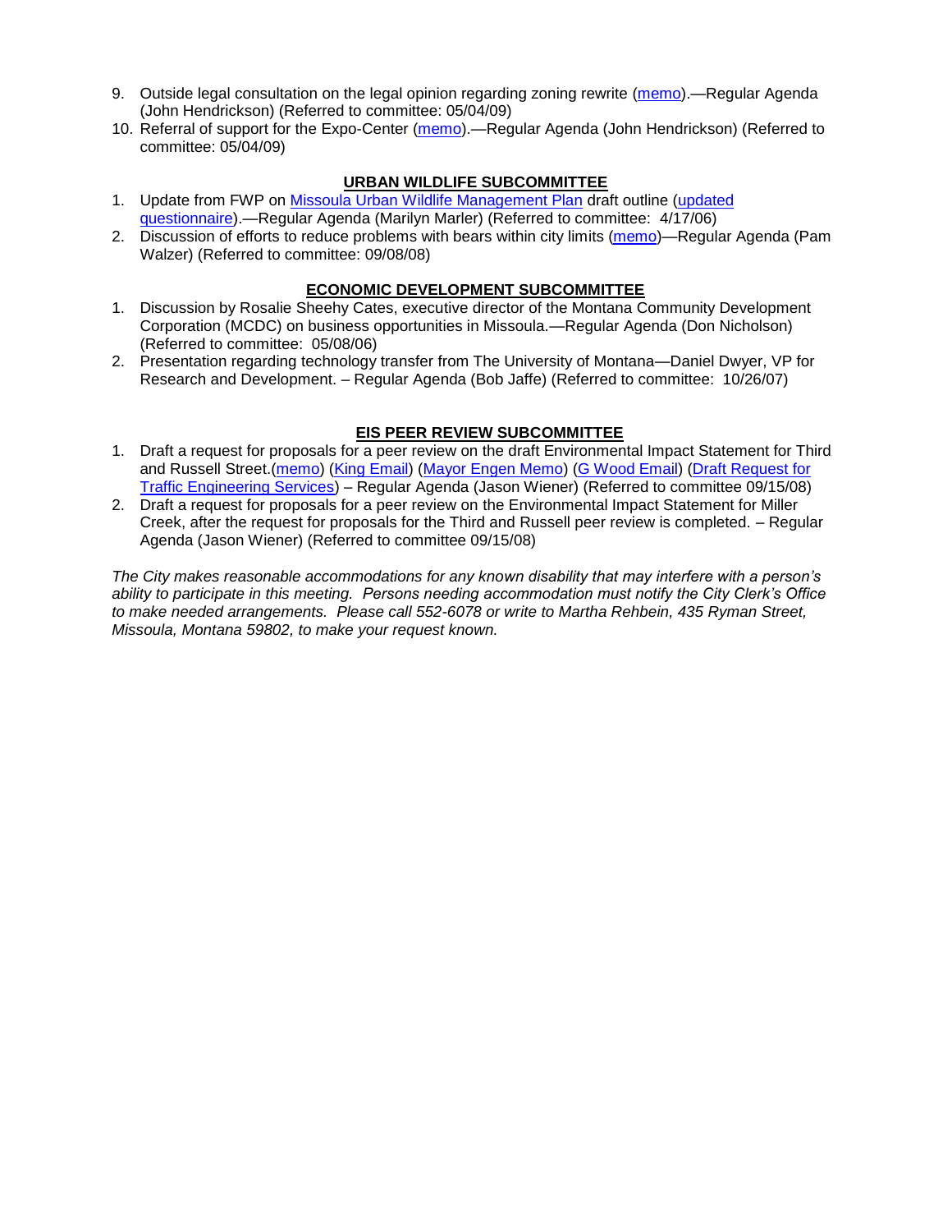9. Outside legal consultation on the legal opinion regarding zoning rewrite (memo).—Regular Agenda (John Hendrickson) (Referred to committee: 05/04/09)
10. Referral of support for the Expo-Center (memo).—Regular Agenda (John Hendrickson) (Referred to committee: 05/04/09)

### URBAN WILDLIFE SUBCOMMITTEE

1. Update from FWP on Missoula Urban Wildlife Management Plan draft outline (updated questionnaire).—Regular Agenda (Marilyn Marler) (Referred to committee: 4/17/06)
2. Discussion of efforts to reduce problems with bears within city limits (memo)—Regular Agenda (Pam Walzer) (Referred to committee: 09/08/08)

### ECONOMIC DEVELOPMENT SUBCOMMITTEE

1. Discussion by Rosalie Sheehy Cates, executive director of the Montana Community Development Corporation (MCDC) on business opportunities in Missoula.—Regular Agenda (Don Nicholson) (Referred to committee: 05/08/06)
2. Presentation regarding technology transfer from The University of Montana—Daniel Dwyer, VP for Research and Development. – Regular Agenda (Bob Jaffe) (Referred to committee: 10/26/07)

### EIS PEER REVIEW SUBCOMMITTEE

1. Draft a request for proposals for a peer review on the draft Environmental Impact Statement for Third and Russell Street.(memo) (King Email) (Mayor Engen Memo) (G Wood Email) (Draft Request for Traffic Engineering Services) – Regular Agenda (Jason Wiener) (Referred to committee 09/15/08)
2. Draft a request for proposals for a peer review on the Environmental Impact Statement for Miller Creek, after the request for proposals for the Third and Russell peer review is completed. – Regular Agenda (Jason Wiener) (Referred to committee 09/15/08)

*The City makes reasonable accommodations for any known disability that may interfere with a person's ability to participate in this meeting. Persons needing accommodation must notify the City Clerk's Office to make needed arrangements. Please call 552-6078 or write to Martha Rehbein, 435 Ryman Street, Missoula, Montana 59802, to make your request known.*